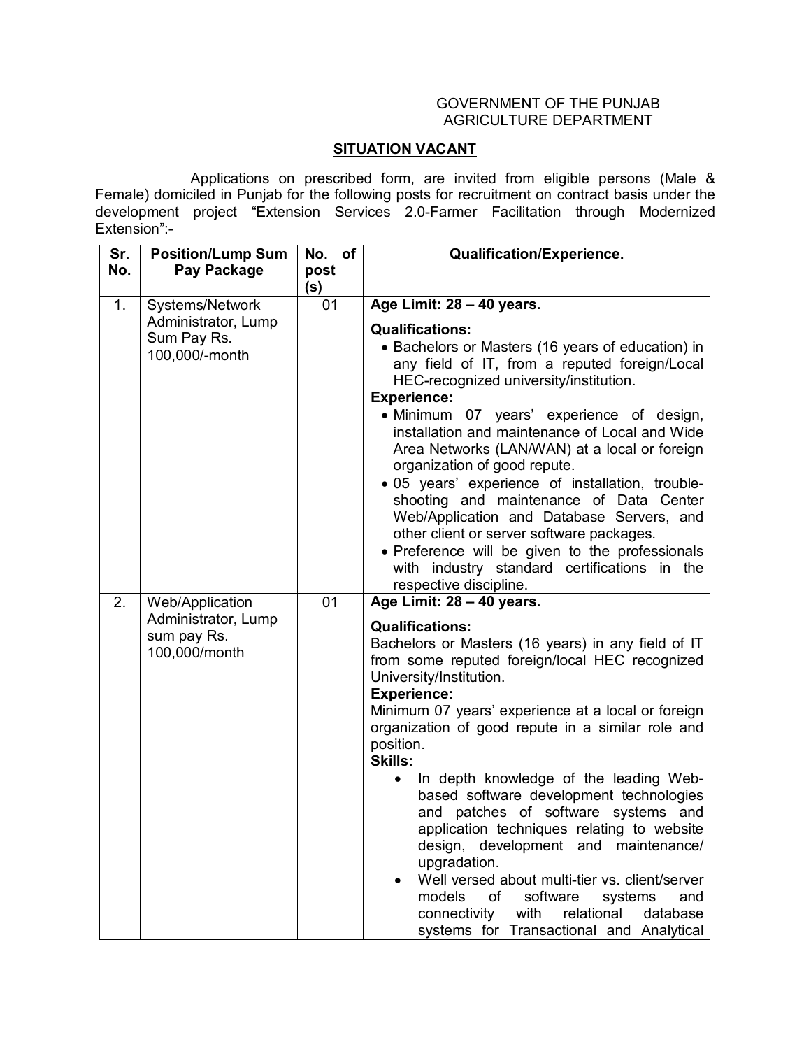GOVERNMENT OF THE PUNJAB
AGRICULTURE DEPARTMENT

## SITUATION VACANT

Applications on prescribed form, are invited from eligible persons (Male & Female) domiciled in Punjab for the following posts for recruitment on contract basis under the development project "Extension Services 2.0-Farmer Facilitation through Modernized Extension":-

| Sr. No. | Position/Lump Sum Pay Package | No. of post (s) | Qualification/Experience. |
|---|---|---|---|
| 1. | Systems/Network Administrator, Lump Sum Pay Rs. 100,000/-month | 01 | **Age Limit: 28 – 40 years.**<br>**Qualifications:**<br>• Bachelors or Masters (16 years of education) in any field of IT, from a reputed foreign/Local HEC-recognized university/institution.<br>**Experience:**<br>• Minimum 07 years' experience of design, installation and maintenance of Local and Wide Area Networks (LAN/WAN) at a local or foreign organization of good repute.<br>• 05 years' experience of installation, trouble-shooting and maintenance of Data Center Web/Application and Database Servers, and other client or server software packages.<br>• Preference will be given to the professionals with industry standard certifications in the respective discipline. |
| 2. | Web/Application Administrator, Lump sum pay Rs. 100,000/month | 01 | **Age Limit: 28 – 40 years.**<br>**Qualifications:**<br>Bachelors or Masters (16 years) in any field of IT from some reputed foreign/local HEC recognized University/Institution.<br>**Experience:**<br>Minimum 07 years' experience at a local or foreign organization of good repute in a similar role and position.<br>**Skills:**<br>• In depth knowledge of the leading Web-based software development technologies and patches of software systems and application techniques relating to website design, development and maintenance/ upgradation.<br>• Well versed about multi-tier vs. client/server models of software systems and connectivity with relational database systems for Transactional and Analytical |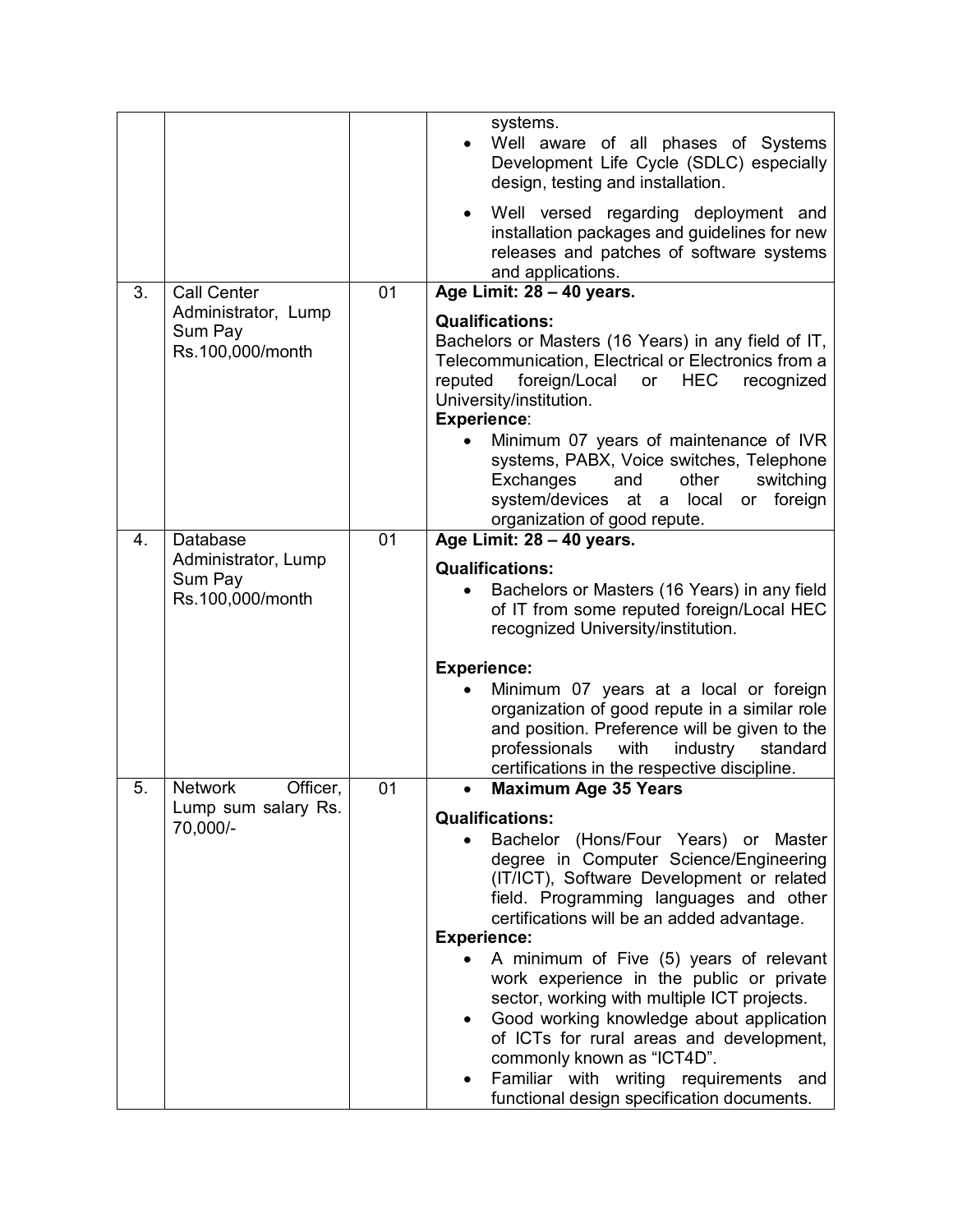| | | | |
|---|---|---|---|
| | | | systems.<br>• Well aware of all phases of Systems Development Life Cycle (SDLC) especially design, testing and installation.<br>• Well versed regarding deployment and installation packages and guidelines for new releases and patches of software systems and applications. |
| 3. | Call Center Administrator, Lump Sum Pay Rs.100,000/month | 01 | **Age Limit: 28 – 40 years.**<br>**Qualifications:**<br>Bachelors or Masters (16 Years) in any field of IT, Telecommunication, Electrical or Electronics from a reputed foreign/Local or HEC recognized University/institution.<br>**Experience**:<br>• Minimum 07 years of maintenance of IVR systems, PABX, Voice switches, Telephone Exchanges and other switching system/devices at a local or foreign organization of good repute. |
| 4. | Database Administrator, Lump Sum Pay Rs.100,000/month | 01 | **Age Limit: 28 – 40 years.**<br>**Qualifications:**<br>• Bachelors or Masters (16 Years) in any field of IT from some reputed foreign/Local HEC recognized University/institution.<br>**Experience:**<br>• Minimum 07 years at a local or foreign organization of good repute in a similar role and position. Preference will be given to the professionals with industry standard certifications in the respective discipline. |
| 5. | Network Officer, Lump sum salary Rs. 70,000/- | 01 | • **Maximum Age 35 Years**<br>**Qualifications:**<br>• Bachelor (Hons/Four Years) or Master degree in Computer Science/Engineering (IT/ICT), Software Development or related field. Programming languages and other certifications will be an added advantage.<br>**Experience:**<br>• A minimum of Five (5) years of relevant work experience in the public or private sector, working with multiple ICT projects.<br>• Good working knowledge about application of ICTs for rural areas and development, commonly known as "ICT4D".<br>• Familiar with writing requirements and functional design specification documents. |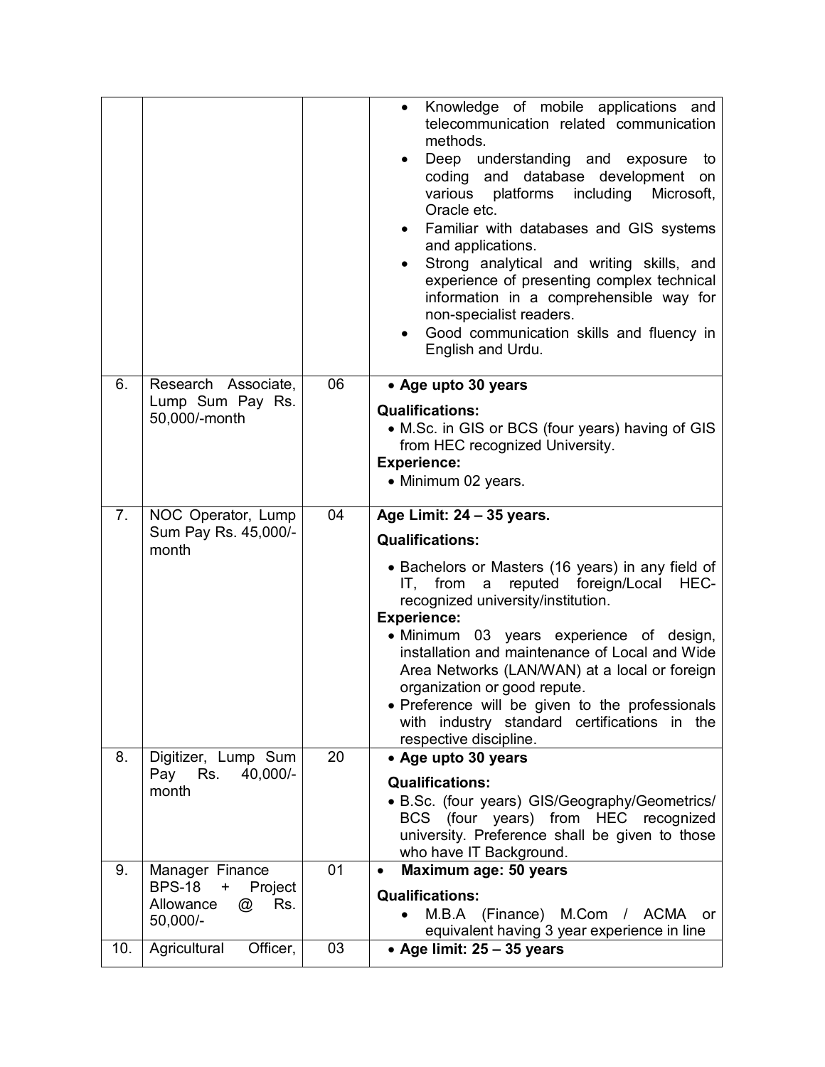| | | | |
|---|---|---|---|
| | | | • Knowledge of mobile applications and telecommunication related communication methods.<br>• Deep understanding and exposure to coding and database development on various platforms including Microsoft, Oracle etc.<br>• Familiar with databases and GIS systems and applications.<br>• Strong analytical and writing skills, and experience of presenting complex technical information in a comprehensible way for non-specialist readers.<br>• Good communication skills and fluency in English and Urdu. |
| 6. | Research Associate, Lump Sum Pay Rs. 50,000/-month | 06 | • **Age upto 30 years**<br>**Qualifications:**<br>• M.Sc. in GIS or BCS (four years) having of GIS from HEC recognized University.<br>**Experience:**<br>• Minimum 02 years. |
| 7. | NOC Operator, Lump Sum Pay Rs. 45,000/-month | 04 | **Age Limit: 24 – 35 years.**<br>**Qualifications:**<br>• Bachelors or Masters (16 years) in any field of IT, from a reputed foreign/Local HEC-recognized university/institution.<br>**Experience:**<br>• Minimum 03 years experience of design, installation and maintenance of Local and Wide Area Networks (LAN/WAN) at a local or foreign organization or good repute.<br>• Preference will be given to the professionals with industry standard certifications in the respective discipline. |
| 8. | Digitizer, Lump Sum Pay Rs. 40,000/-month | 20 | • **Age upto 30 years**<br>**Qualifications:**<br>• B.Sc. (four years) GIS/Geography/Geometrics/ BCS (four years) from HEC recognized university. Preference shall be given to those who have IT Background. |
| 9. | Manager Finance BPS-18 + Project Allowance @ Rs. 50,000/- | 01 | • **Maximum age: 50 years**<br>**Qualifications:**<br>• M.B.A (Finance) M.Com / ACMA or equivalent having 3 year experience in line |
| 10. | Agricultural Officer, | 03 | • **Age limit: 25 – 35 years** |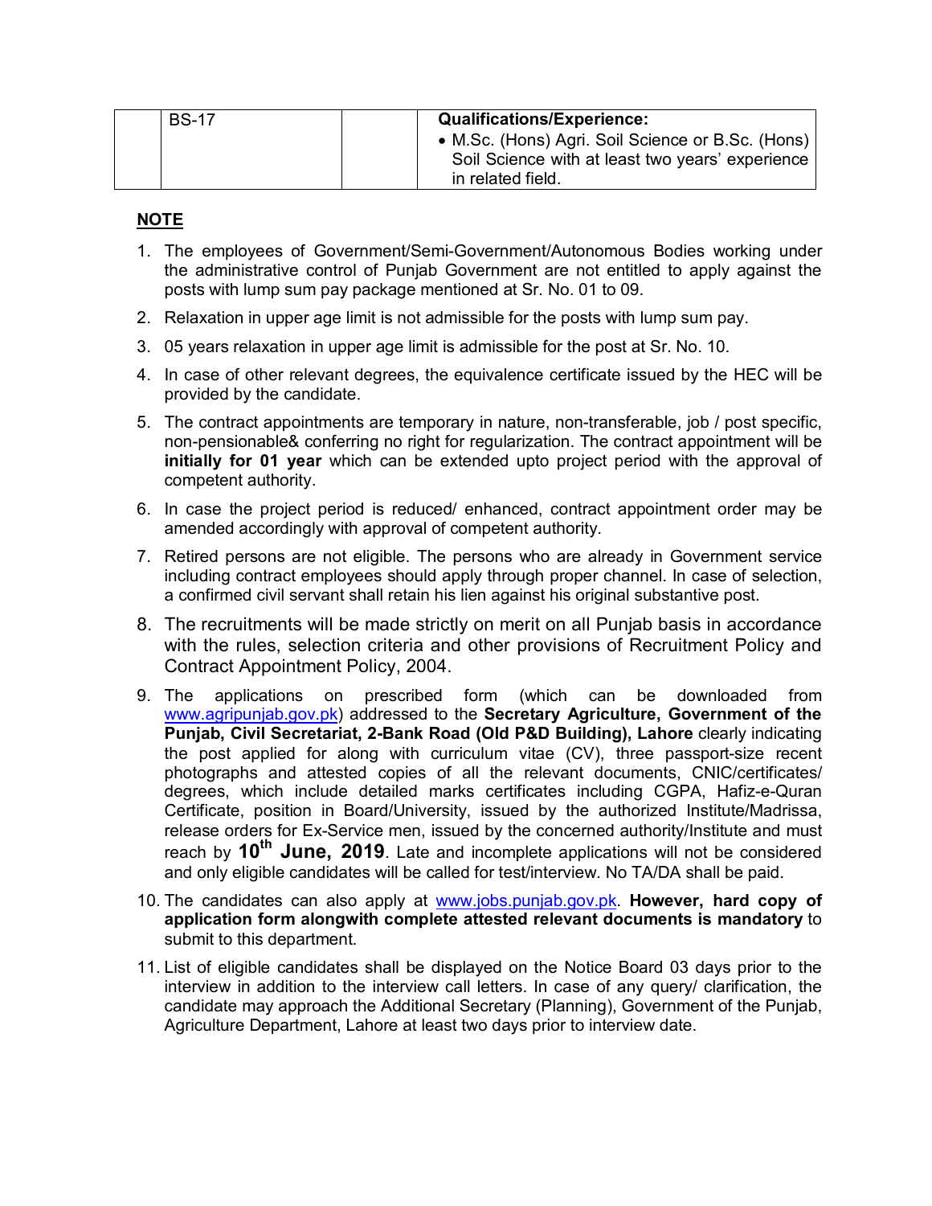| | | | |
|---|---|---|---|
| | BS-17 | | **Qualifications/Experience:**<br>• M.Sc. (Hons) Agri. Soil Science or B.Sc. (Hons) Soil Science with at least two years' experience in related field. |

**NOTE**

1. The employees of Government/Semi-Government/Autonomous Bodies working under the administrative control of Punjab Government are not entitled to apply against the posts with lump sum pay package mentioned at Sr. No. 01 to 09.
2. Relaxation in upper age limit is not admissible for the posts with lump sum pay.
3. 05 years relaxation in upper age limit is admissible for the post at Sr. No. 10.
4. In case of other relevant degrees, the equivalence certificate issued by the HEC will be provided by the candidate.
5. The contract appointments are temporary in nature, non-transferable, job / post specific, non-pensionable& conferring no right for regularization. The contract appointment will be **initially for 01 year** which can be extended upto project period with the approval of competent authority.
6. In case the project period is reduced/ enhanced, contract appointment order may be amended accordingly with approval of competent authority.
7. Retired persons are not eligible. The persons who are already in Government service including contract employees should apply through proper channel. In case of selection, a confirmed civil servant shall retain his lien against his original substantive post.
8. The recruitments will be made strictly on merit on all Punjab basis in accordance with the rules, selection criteria and other provisions of Recruitment Policy and Contract Appointment Policy, 2004.
9. The applications on prescribed form (which can be downloaded from www.agripunjab.gov.pk) addressed to the **Secretary Agriculture, Government of the Punjab, Civil Secretariat, 2-Bank Road (Old P&D Building), Lahore** clearly indicating the post applied for along with curriculum vitae (CV), three passport-size recent photographs and attested copies of all the relevant documents, CNIC/certificates/ degrees, which include detailed marks certificates including CGPA, Hafiz-e-Quran Certificate, position in Board/University, issued by the authorized Institute/Madrissa, release orders for Ex-Service men, issued by the concerned authority/Institute and must reach by **10th June, 2019**. Late and incomplete applications will not be considered and only eligible candidates will be called for test/interview. No TA/DA shall be paid.
10. The candidates can also apply at www.jobs.punjab.gov.pk. **However, hard copy of application form alongwith complete attested relevant documents is mandatory** to submit to this department.
11. List of eligible candidates shall be displayed on the Notice Board 03 days prior to the interview in addition to the interview call letters. In case of any query/ clarification, the candidate may approach the Additional Secretary (Planning), Government of the Punjab, Agriculture Department, Lahore at least two days prior to interview date.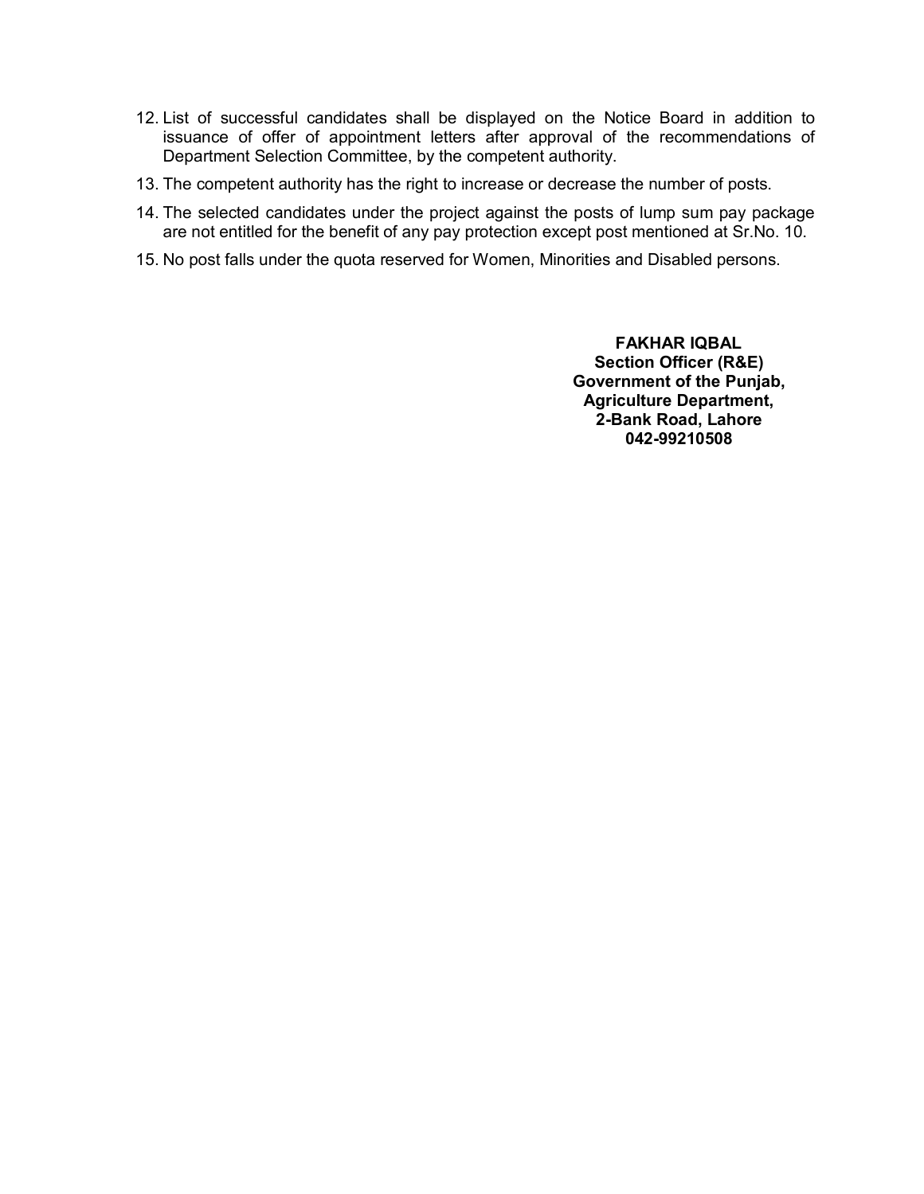12. List of successful candidates shall be displayed on the Notice Board in addition to issuance of offer of appointment letters after approval of the recommendations of Department Selection Committee, by the competent authority.
13. The competent authority has the right to increase or decrease the number of posts.
14. The selected candidates under the project against the posts of lump sum pay package are not entitled for the benefit of any pay protection except post mentioned at Sr.No. 10.
15. No post falls under the quota reserved for Women, Minorities and Disabled persons.

**FAKHAR IQBAL**
**Section Officer (R&E)**
**Government of the Punjab,**
**Agriculture Department,**
**2-Bank Road, Lahore**
**042-99210508**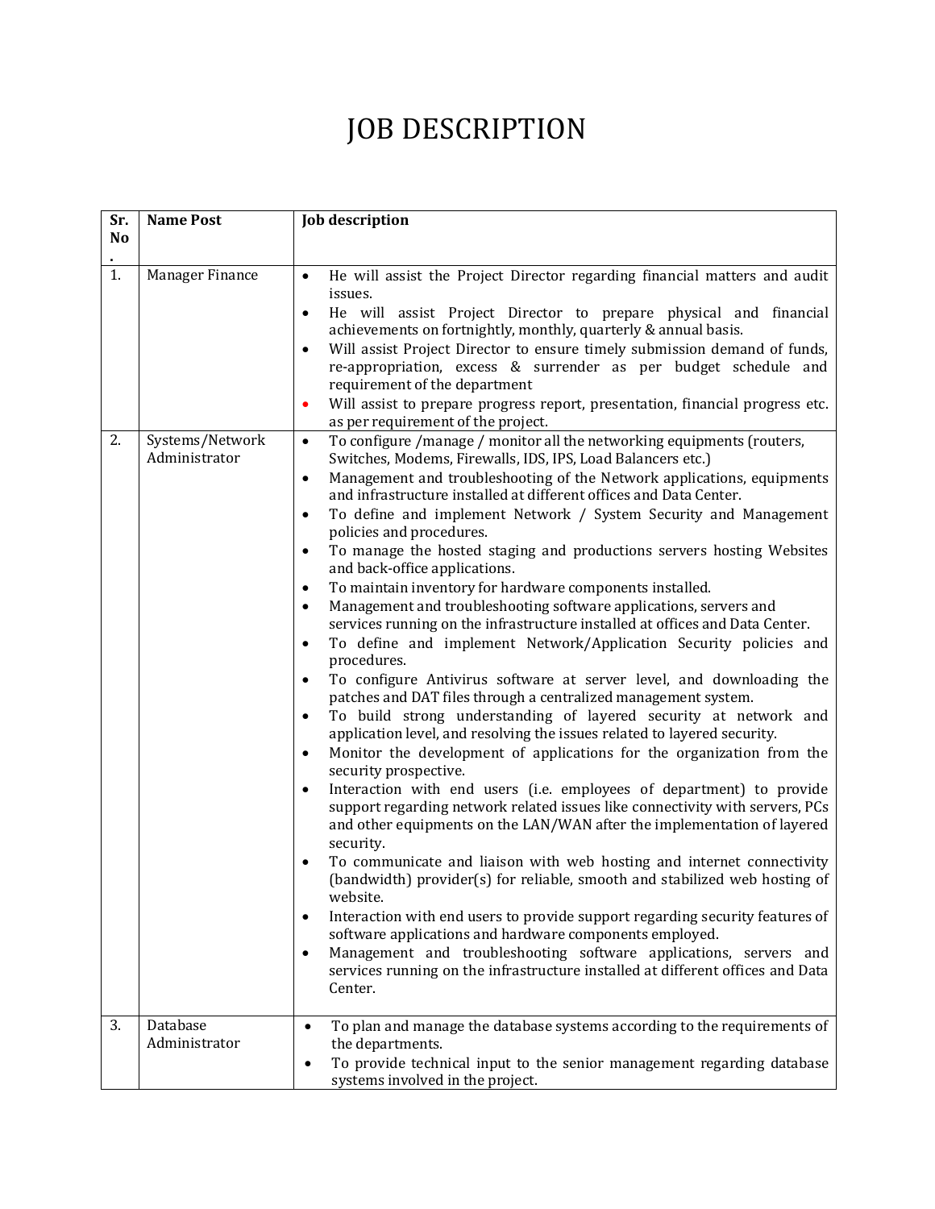# JOB DESCRIPTION

| Sr. No. | Name Post | Job description |
|---|---|---|
| 1. | Manager Finance | • He will assist the Project Director regarding financial matters and audit issues.<br>• He will assist Project Director to prepare physical and financial achievements on fortnightly, monthly, quarterly & annual basis.<br>• Will assist Project Director to ensure timely submission demand of funds, re-appropriation, excess & surrender as per budget schedule and requirement of the department<br>• Will assist to prepare progress report, presentation, financial progress etc. as per requirement of the project. |
| 2. | Systems/Network Administrator | • To configure /manage / monitor all the networking equipments (routers, Switches, Modems, Firewalls, IDS, IPS, Load Balancers etc.)<br>• Management and troubleshooting of the Network applications, equipments and infrastructure installed at different offices and Data Center.<br>• To define and implement Network / System Security and Management policies and procedures.<br>• To manage the hosted staging and productions servers hosting Websites and back-office applications.<br>• To maintain inventory for hardware components installed.<br>• Management and troubleshooting software applications, servers and services running on the infrastructure installed at offices and Data Center.<br>• To define and implement Network/Application Security policies and procedures.<br>• To configure Antivirus software at server level, and downloading the patches and DAT files through a centralized management system.<br>• To build strong understanding of layered security at network and application level, and resolving the issues related to layered security.<br>• Monitor the development of applications for the organization from the security prospective.<br>• Interaction with end users (i.e. employees of department) to provide support regarding network related issues like connectivity with servers, PCs and other equipments on the LAN/WAN after the implementation of layered security.<br>• To communicate and liaison with web hosting and internet connectivity (bandwidth) provider(s) for reliable, smooth and stabilized web hosting of website.<br>• Interaction with end users to provide support regarding security features of software applications and hardware components employed.<br>• Management and troubleshooting software applications, servers and services running on the infrastructure installed at different offices and Data Center. |
| 3. | Database Administrator | • To plan and manage the database systems according to the requirements of the departments.<br>• To provide technical input to the senior management regarding database systems involved in the project. |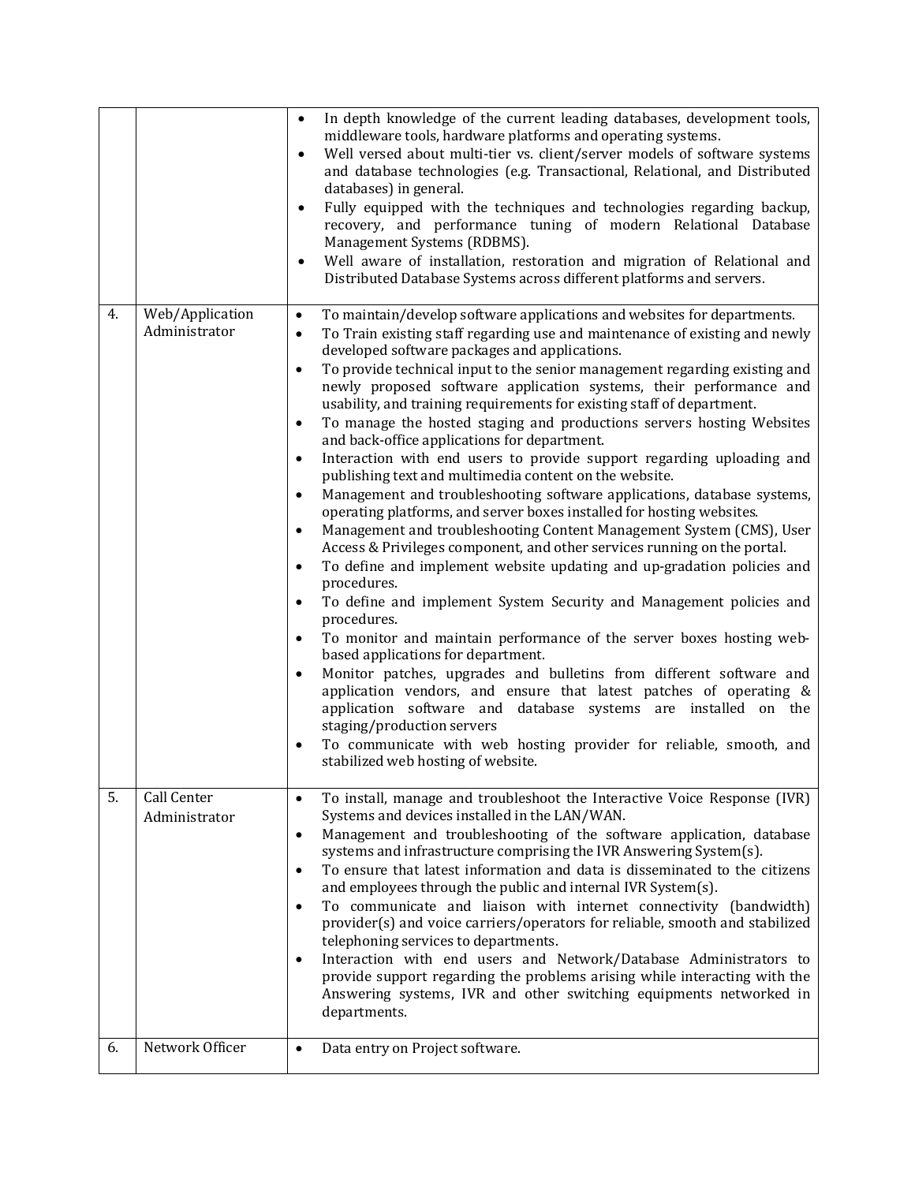| | | |
|---|---|---|
| | | • In depth knowledge of the current leading databases, development tools, middleware tools, hardware platforms and operating systems.<br>• Well versed about multi-tier vs. client/server models of software systems and database technologies (e.g. Transactional, Relational, and Distributed databases) in general.<br>• Fully equipped with the techniques and technologies regarding backup, recovery, and performance tuning of modern Relational Database Management Systems (RDBMS).<br>• Well aware of installation, restoration and migration of Relational and Distributed Database Systems across different platforms and servers. |
| 4. | Web/Application Administrator | • To maintain/develop software applications and websites for departments.<br>• To Train existing staff regarding use and maintenance of existing and newly developed software packages and applications.<br>• To provide technical input to the senior management regarding existing and newly proposed software application systems, their performance and usability, and training requirements for existing staff of department.<br>• To manage the hosted staging and productions servers hosting Websites and back-office applications for department.<br>• Interaction with end users to provide support regarding uploading and publishing text and multimedia content on the website.<br>• Management and troubleshooting software applications, database systems, operating platforms, and server boxes installed for hosting websites.<br>• Management and troubleshooting Content Management System (CMS), User Access & Privileges component, and other services running on the portal.<br>• To define and implement website updating and up-gradation policies and procedures.<br>• To define and implement System Security and Management policies and procedures.<br>• To monitor and maintain performance of the server boxes hosting web-based applications for department.<br>• Monitor patches, upgrades and bulletins from different software and application vendors, and ensure that latest patches of operating & application software and database systems are installed on the staging/production servers<br>• To communicate with web hosting provider for reliable, smooth, and stabilized web hosting of website. |
| 5. | Call Center Administrator | • To install, manage and troubleshoot the Interactive Voice Response (IVR) Systems and devices installed in the LAN/WAN.<br>• Management and troubleshooting of the software application, database systems and infrastructure comprising the IVR Answering System(s).<br>• To ensure that latest information and data is disseminated to the citizens and employees through the public and internal IVR System(s).<br>• To communicate and liaison with internet connectivity (bandwidth) provider(s) and voice carriers/operators for reliable, smooth and stabilized telephoning services to departments.<br>• Interaction with end users and Network/Database Administrators to provide support regarding the problems arising while interacting with the Answering systems, IVR and other switching equipments networked in departments. |
| 6. | Network Officer | • Data entry on Project software. |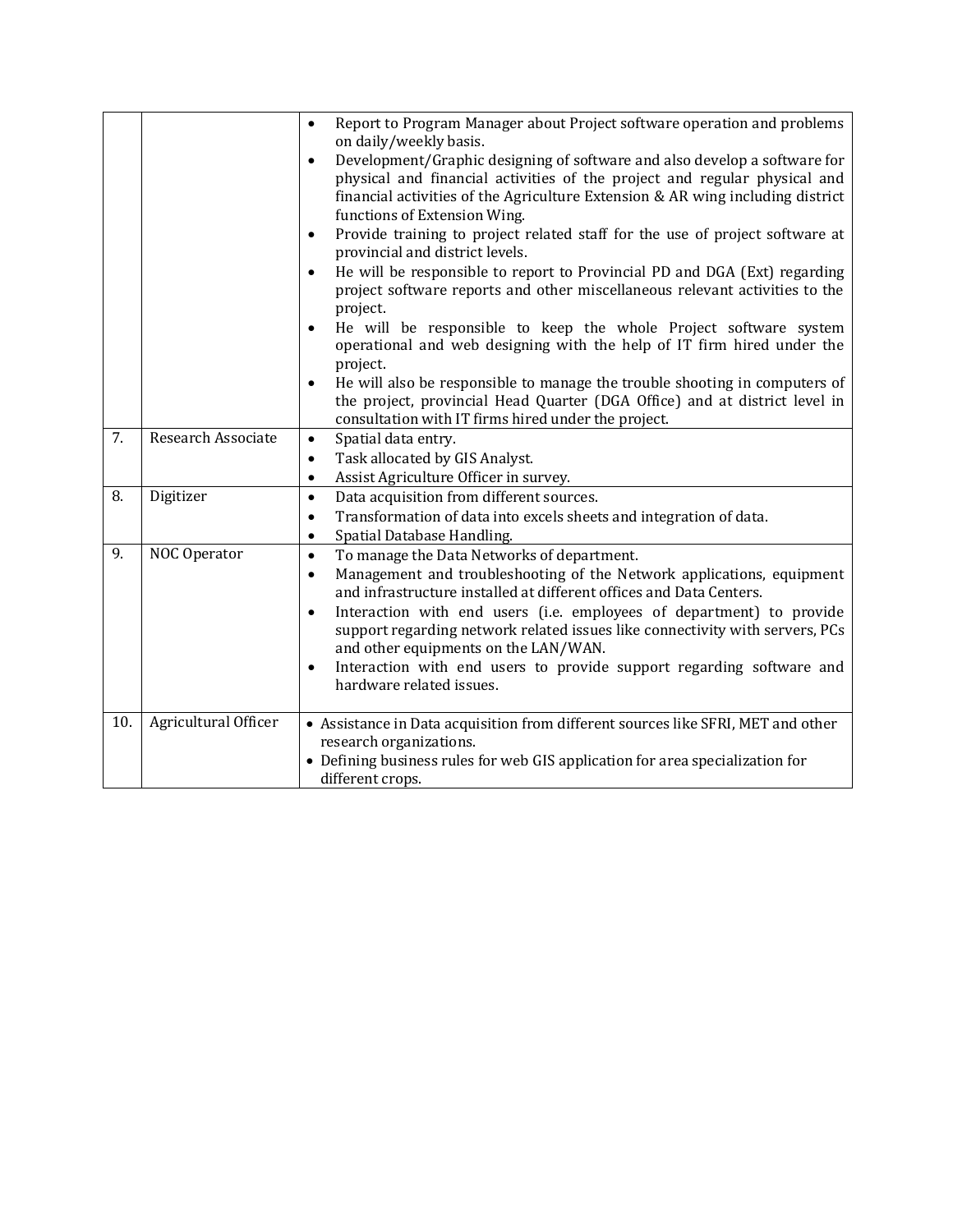| | | |
|---|---|---|
| | | • Report to Program Manager about Project software operation and problems on daily/weekly basis.<br>• Development/Graphic designing of software and also develop a software for physical and financial activities of the project and regular physical and financial activities of the Agriculture Extension & AR wing including district functions of Extension Wing.<br>• Provide training to project related staff for the use of project software at provincial and district levels.<br>• He will be responsible to report to Provincial PD and DGA (Ext) regarding project software reports and other miscellaneous relevant activities to the project.<br>• He will be responsible to keep the whole Project software system operational and web designing with the help of IT firm hired under the project.<br>• He will also be responsible to manage the trouble shooting in computers of the project, provincial Head Quarter (DGA Office) and at district level in consultation with IT firms hired under the project. |
| 7. | Research Associate | • Spatial data entry.<br>• Task allocated by GIS Analyst.<br>• Assist Agriculture Officer in survey. |
| 8. | Digitizer | • Data acquisition from different sources.<br>• Transformation of data into excels sheets and integration of data.<br>• Spatial Database Handling. |
| 9. | NOC Operator | • To manage the Data Networks of department.<br>• Management and troubleshooting of the Network applications, equipment and infrastructure installed at different offices and Data Centers.<br>• Interaction with end users (i.e. employees of department) to provide support regarding network related issues like connectivity with servers, PCs and other equipments on the LAN/WAN.<br>• Interaction with end users to provide support regarding software and hardware related issues. |
| 10. | Agricultural Officer | • Assistance in Data acquisition from different sources like SFRI, MET and other research organizations.<br>• Defining business rules for web GIS application for area specialization for different crops. |